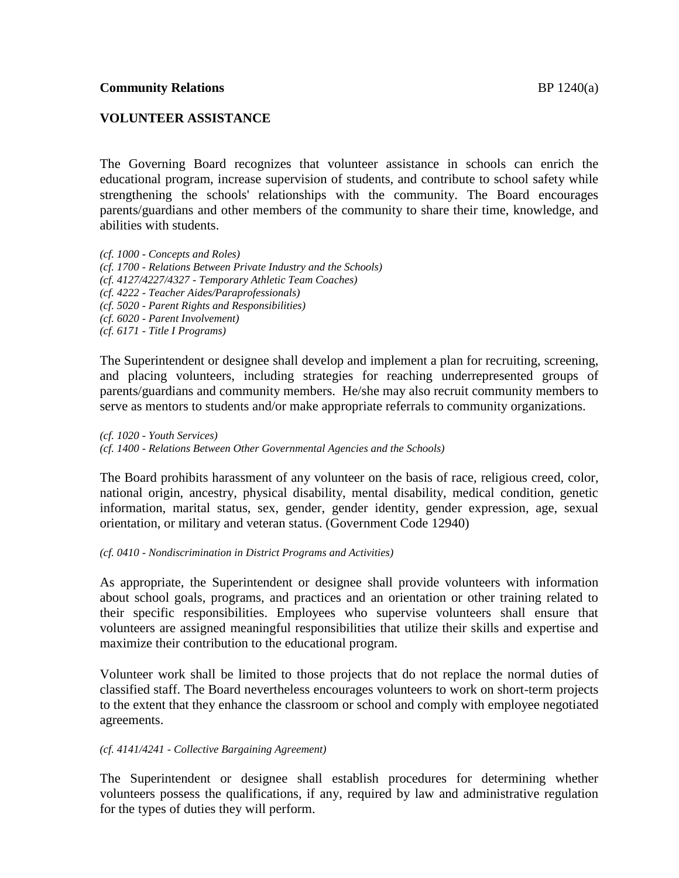**Community Relations** BP 1240(a)

## VOLUNTEER ASSISTANCE

The Governing Board recognizes that volunteer assistance in schools can enrich the educational program, increase supervision of students, and contribute to school safety while strengthening the schools' relationships with the community. The Board encourages parents/guardians and other members of the community to share their time, knowledge, and abilities with students.

*(cf. 1000 - Concepts and Roles)*
*(cf. 1700 - Relations Between Private Industry and the Schools)*
*(cf. 4127/4227/4327 - Temporary Athletic Team Coaches)*
*(cf. 4222 - Teacher Aides/Paraprofessionals)*
*(cf. 5020 - Parent Rights and Responsibilities)*
*(cf. 6020 - Parent Involvement)*
*(cf. 6171 - Title I Programs)*

The Superintendent or designee shall develop and implement a plan for recruiting, screening, and placing volunteers, including strategies for reaching underrepresented groups of parents/guardians and community members. He/she may also recruit community members to serve as mentors to students and/or make appropriate referrals to community organizations.

*(cf. 1020 - Youth Services)*
*(cf. 1400 - Relations Between Other Governmental Agencies and the Schools)*

The Board prohibits harassment of any volunteer on the basis of race, religious creed, color, national origin, ancestry, physical disability, mental disability, medical condition, genetic information, marital status, sex, gender, gender identity, gender expression, age, sexual orientation, or military and veteran status. (Government Code 12940)

*(cf. 0410 - Nondiscrimination in District Programs and Activities)*

As appropriate, the Superintendent or designee shall provide volunteers with information about school goals, programs, and practices and an orientation or other training related to their specific responsibilities. Employees who supervise volunteers shall ensure that volunteers are assigned meaningful responsibilities that utilize their skills and expertise and maximize their contribution to the educational program.

Volunteer work shall be limited to those projects that do not replace the normal duties of classified staff. The Board nevertheless encourages volunteers to work on short-term projects to the extent that they enhance the classroom or school and comply with employee negotiated agreements.

*(cf. 4141/4241 - Collective Bargaining Agreement)*

The Superintendent or designee shall establish procedures for determining whether volunteers possess the qualifications, if any, required by law and administrative regulation for the types of duties they will perform.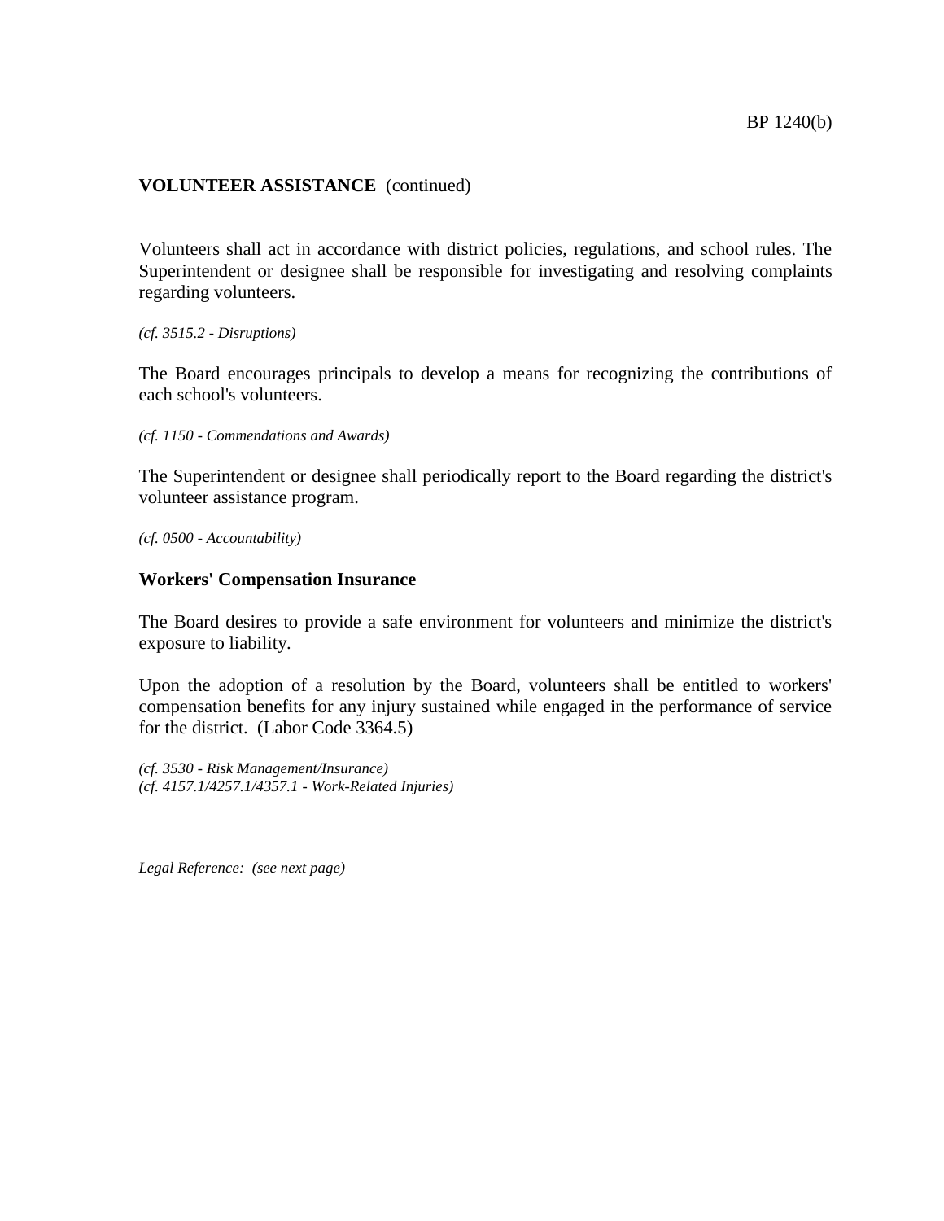**VOLUNTEER ASSISTANCE** (continued)

Volunteers shall act in accordance with district policies, regulations, and school rules. The Superintendent or designee shall be responsible for investigating and resolving complaints regarding volunteers.

*(cf. 3515.2 - Disruptions)*

The Board encourages principals to develop a means for recognizing the contributions of each school's volunteers.

*(cf. 1150 - Commendations and Awards)*

The Superintendent or designee shall periodically report to the Board regarding the district's volunteer assistance program.

*(cf. 0500 - Accountability)*

**Workers' Compensation Insurance**

The Board desires to provide a safe environment for volunteers and minimize the district's exposure to liability.

Upon the adoption of a resolution by the Board, volunteers shall be entitled to workers' compensation benefits for any injury sustained while engaged in the performance of service for the district. (Labor Code 3364.5)

*(cf. 3530 - Risk Management/Insurance)*
*(cf. 4157.1/4257.1/4357.1 - Work-Related Injuries)*

*Legal Reference: (see next page)*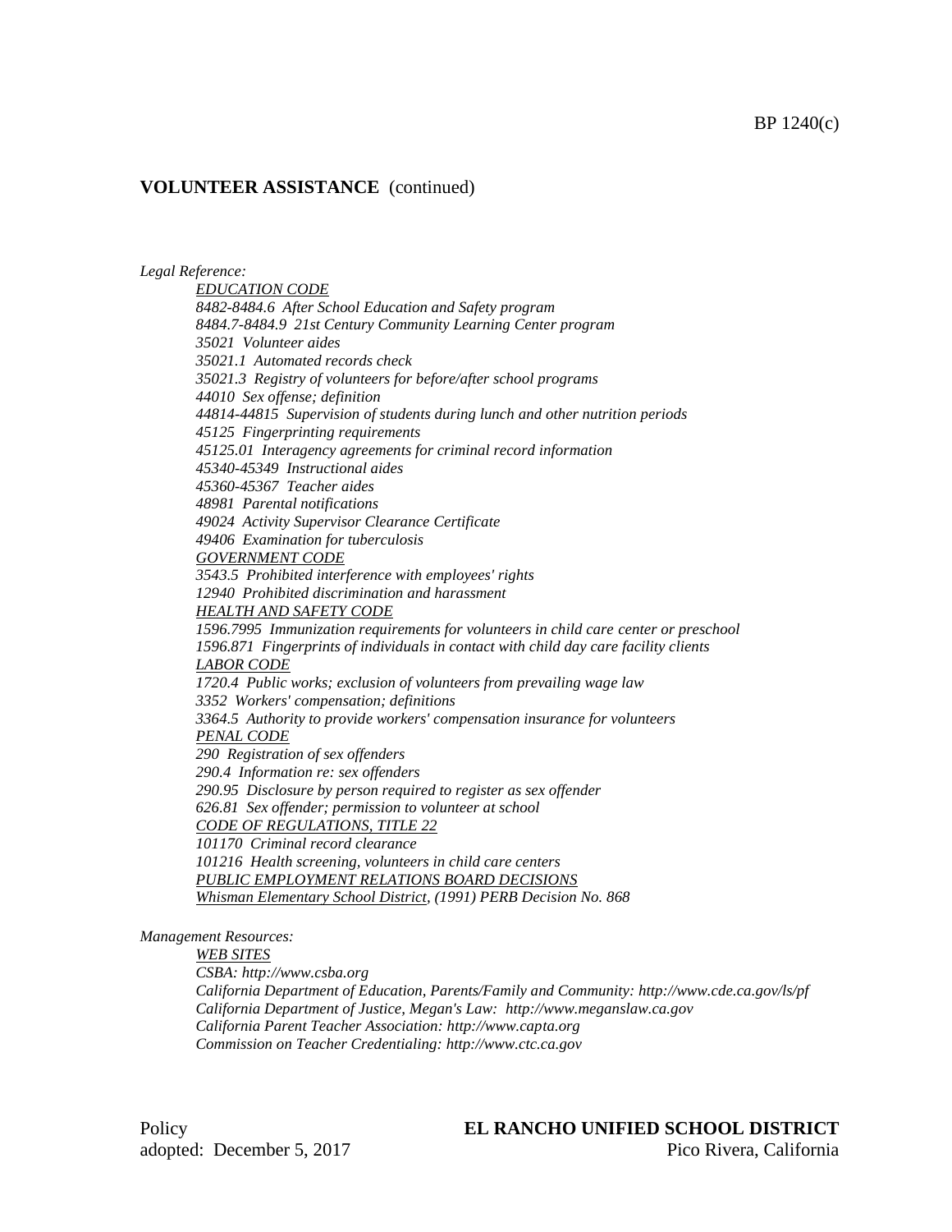## VOLUNTEER ASSISTANCE (continued)

*Legal Reference:*

*EDUCATION CODE*
*8482-8484.6 After School Education and Safety program*
*8484.7-8484.9 21st Century Community Learning Center program*
*35021 Volunteer aides*
*35021.1 Automated records check*
*35021.3 Registry of volunteers for before/after school programs*
*44010 Sex offense; definition*
*44814-44815 Supervision of students during lunch and other nutrition periods*
*45125 Fingerprinting requirements*
*45125.01 Interagency agreements for criminal record information*
*45340-45349 Instructional aides*
*45360-45367 Teacher aides*
*48981 Parental notifications*
*49024 Activity Supervisor Clearance Certificate*
*49406 Examination for tuberculosis*
*GOVERNMENT CODE*
*3543.5 Prohibited interference with employees' rights*
*12940 Prohibited discrimination and harassment*
*HEALTH AND SAFETY CODE*
*1596.7995 Immunization requirements for volunteers in child care center or preschool*
*1596.871 Fingerprints of individuals in contact with child day care facility clients*
*LABOR CODE*
*1720.4 Public works; exclusion of volunteers from prevailing wage law*
*3352 Workers' compensation; definitions*
*3364.5 Authority to provide workers' compensation insurance for volunteers*
*PENAL CODE*
*290 Registration of sex offenders*
*290.4 Information re: sex offenders*
*290.95 Disclosure by person required to register as sex offender*
*626.81 Sex offender; permission to volunteer at school*
*CODE OF REGULATIONS, TITLE 22*
*101170 Criminal record clearance*
*101216 Health screening, volunteers in child care centers*
*PUBLIC EMPLOYMENT RELATIONS BOARD DECISIONS*
*Whisman Elementary School District, (1991) PERB Decision No. 868*

*Management Resources:*

*WEB SITES*
*CSBA: http://www.csba.org*
*California Department of Education, Parents/Family and Community: http://www.cde.ca.gov/ls/pf*
*California Department of Justice, Megan's Law: http://www.meganslaw.ca.gov*
*California Parent Teacher Association: http://www.capta.org*
*Commission on Teacher Credentialing: http://www.ctc.ca.gov*

Policy
adopted: December 5, 2017

**EL RANCHO UNIFIED SCHOOL DISTRICT**
Pico Rivera, California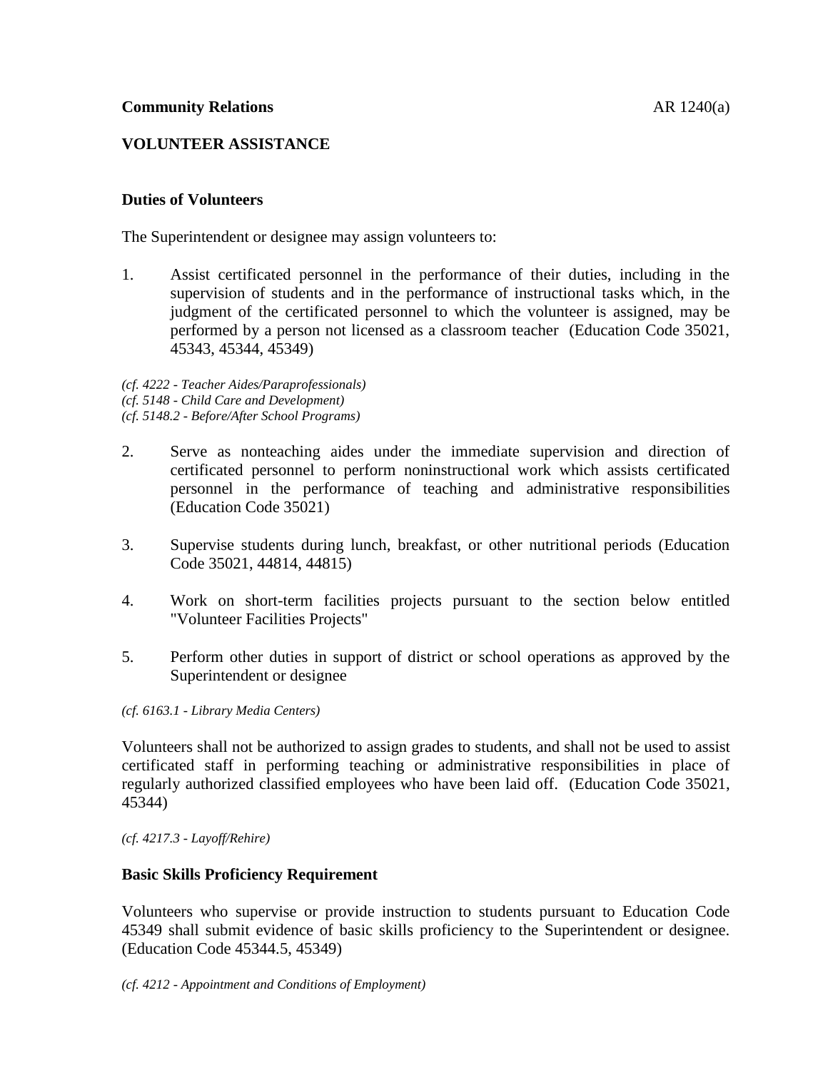**Community Relations** AR 1240(a)

**VOLUNTEER ASSISTANCE**

**Duties of Volunteers**

The Superintendent or designee may assign volunteers to:

1. Assist certificated personnel in the performance of their duties, including in the supervision of students and in the performance of instructional tasks which, in the judgment of the certificated personnel to which the volunteer is assigned, may be performed by a person not licensed as a classroom teacher (Education Code 35021, 45343, 45344, 45349)

*(cf. 4222 - Teacher Aides/Paraprofessionals)*
*(cf. 5148 - Child Care and Development)*
*(cf. 5148.2 - Before/After School Programs)*

2. Serve as nonteaching aides under the immediate supervision and direction of certificated personnel to perform noninstructional work which assists certificated personnel in the performance of teaching and administrative responsibilities (Education Code 35021)

3. Supervise students during lunch, breakfast, or other nutritional periods (Education Code 35021, 44814, 44815)

4. Work on short-term facilities projects pursuant to the section below entitled "Volunteer Facilities Projects"

5. Perform other duties in support of district or school operations as approved by the Superintendent or designee

*(cf. 6163.1 - Library Media Centers)*

Volunteers shall not be authorized to assign grades to students, and shall not be used to assist certificated staff in performing teaching or administrative responsibilities in place of regularly authorized classified employees who have been laid off. (Education Code 35021, 45344)

*(cf. 4217.3 - Layoff/Rehire)*

**Basic Skills Proficiency Requirement**

Volunteers who supervise or provide instruction to students pursuant to Education Code 45349 shall submit evidence of basic skills proficiency to the Superintendent or designee. (Education Code 45344.5, 45349)

*(cf. 4212 - Appointment and Conditions of Employment)*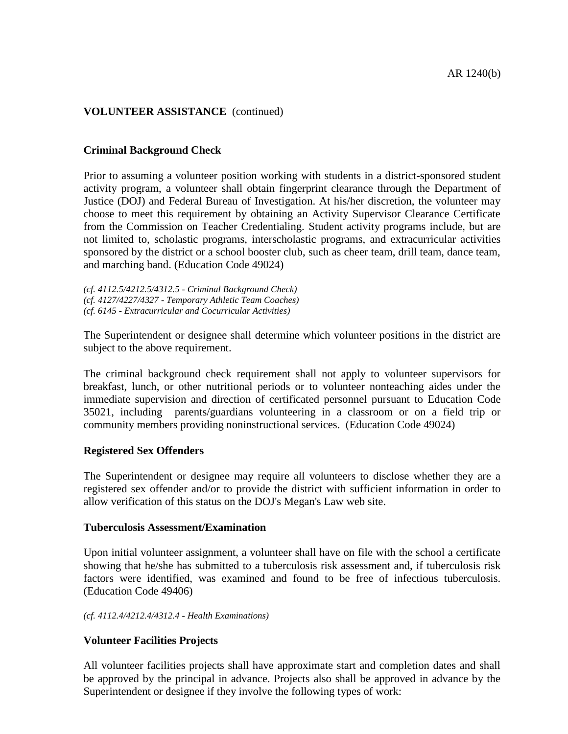**VOLUNTEER ASSISTANCE** (continued)

**Criminal Background Check**

Prior to assuming a volunteer position working with students in a district-sponsored student activity program, a volunteer shall obtain fingerprint clearance through the Department of Justice (DOJ) and Federal Bureau of Investigation. At his/her discretion, the volunteer may choose to meet this requirement by obtaining an Activity Supervisor Clearance Certificate from the Commission on Teacher Credentialing. Student activity programs include, but are not limited to, scholastic programs, interscholastic programs, and extracurricular activities sponsored by the district or a school booster club, such as cheer team, drill team, dance team, and marching band. (Education Code 49024)

*(cf. 4112.5/4212.5/4312.5 - Criminal Background Check)*
*(cf. 4127/4227/4327 - Temporary Athletic Team Coaches)*
*(cf. 6145 - Extracurricular and Cocurricular Activities)*

The Superintendent or designee shall determine which volunteer positions in the district are subject to the above requirement.

The criminal background check requirement shall not apply to volunteer supervisors for breakfast, lunch, or other nutritional periods or to volunteer nonteaching aides under the immediate supervision and direction of certificated personnel pursuant to Education Code 35021, including parents/guardians volunteering in a classroom or on a field trip or community members providing noninstructional services. (Education Code 49024)

**Registered Sex Offenders**

The Superintendent or designee may require all volunteers to disclose whether they are a registered sex offender and/or to provide the district with sufficient information in order to allow verification of this status on the DOJ's Megan's Law web site.

**Tuberculosis Assessment/Examination**

Upon initial volunteer assignment, a volunteer shall have on file with the school a certificate showing that he/she has submitted to a tuberculosis risk assessment and, if tuberculosis risk factors were identified, was examined and found to be free of infectious tuberculosis. (Education Code 49406)

*(cf. 4112.4/4212.4/4312.4 - Health Examinations)*

**Volunteer Facilities Projects**

All volunteer facilities projects shall have approximate start and completion dates and shall be approved by the principal in advance. Projects also shall be approved in advance by the Superintendent or designee if they involve the following types of work: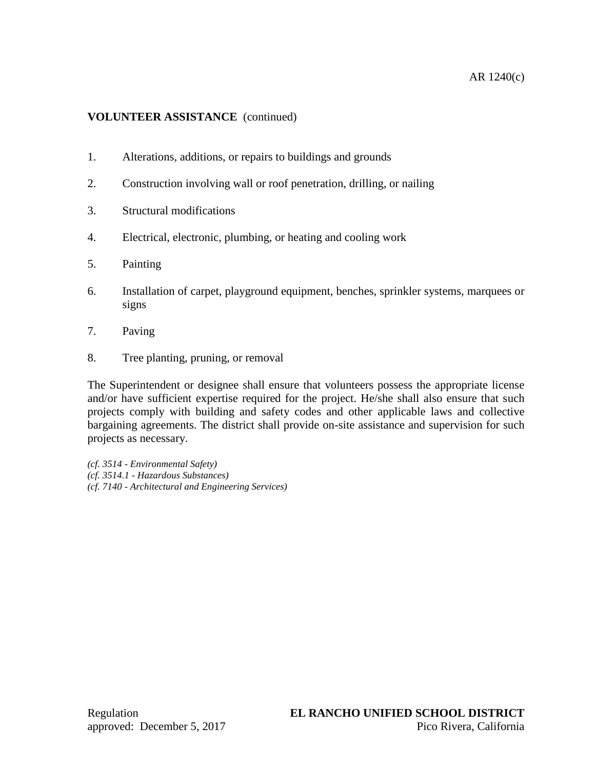**VOLUNTEER ASSISTANCE** (continued)

1. Alterations, additions, or repairs to buildings and grounds
2. Construction involving wall or roof penetration, drilling, or nailing
3. Structural modifications
4. Electrical, electronic, plumbing, or heating and cooling work
5. Painting
6. Installation of carpet, playground equipment, benches, sprinkler systems, marquees or signs
7. Paving
8. Tree planting, pruning, or removal

The Superintendent or designee shall ensure that volunteers possess the appropriate license and/or have sufficient expertise required for the project. He/she shall also ensure that such projects comply with building and safety codes and other applicable laws and collective bargaining agreements. The district shall provide on-site assistance and supervision for such projects as necessary.

*(cf. 3514 - Environmental Safety)*
*(cf. 3514.1 - Hazardous Substances)*
*(cf. 7140 - Architectural and Engineering Services)*

Regulation approved: December 5, 2017

**EL RANCHO UNIFIED SCHOOL DISTRICT**
Pico Rivera, California